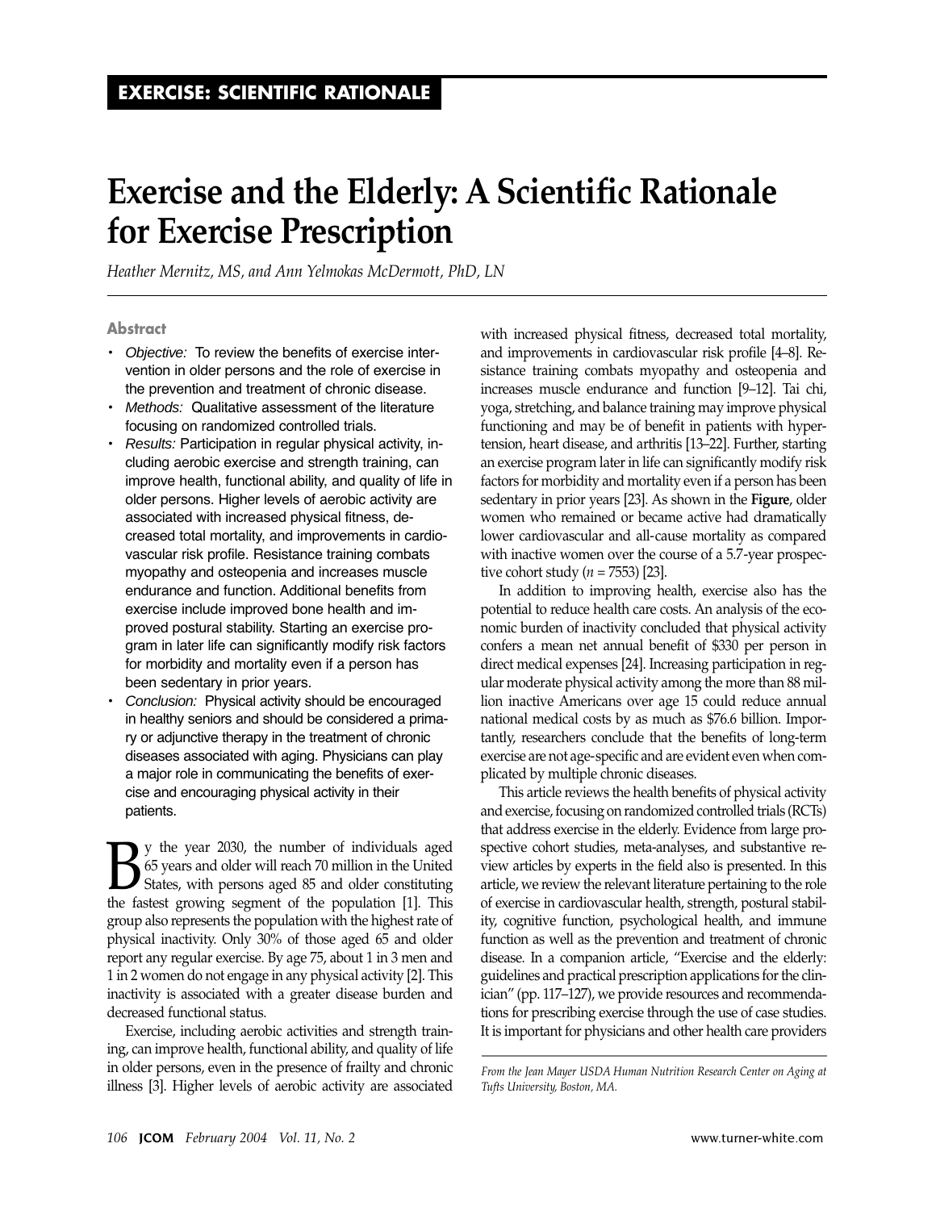EXERCISE: SCIENTIFIC RATIONALE

# Exercise and the Elderly: A Scientific Rationale for Exercise Prescription

*Heather Mernitz, MS, and Ann Yelmokas McDermott, PhD, LN*

### Abstract

- *Objective:* To review the benefits of exercise intervention in older persons and the role of exercise in the prevention and treatment of chronic disease.
- *Methods:* Qualitative assessment of the literature focusing on randomized controlled trials.
- *Results:* Participation in regular physical activity, including aerobic exercise and strength training, can improve health, functional ability, and quality of life in older persons. Higher levels of aerobic activity are associated with increased physical fitness, decreased total mortality, and improvements in cardiovascular risk profile. Resistance training combats myopathy and osteopenia and increases muscle endurance and function. Additional benefits from exercise include improved bone health and improved postural stability. Starting an exercise program in later life can significantly modify risk factors for morbidity and mortality even if a person has been sedentary in prior years.
- *Conclusion:* Physical activity should be encouraged in healthy seniors and should be considered a primary or adjunctive therapy in the treatment of chronic diseases associated with aging. Physicians can play a major role in communicating the benefits of exercise and encouraging physical activity in their patients.

By the year 2030, the number of individuals aged 65 years and older will reach 70 million in the United States, with persons aged 85 and older constituting the fastest growing segment of the population [1]. This group also represents the population with the highest rate of physical inactivity. Only 30% of those aged 65 and older report any regular exercise. By age 75, about 1 in 3 men and 1 in 2 women do not engage in any physical activity [2]. This inactivity is associated with a greater disease burden and decreased functional status.

Exercise, including aerobic activities and strength training, can improve health, functional ability, and quality of life in older persons, even in the presence of frailty and chronic illness [3]. Higher levels of aerobic activity are associated with increased physical fitness, decreased total mortality, and improvements in cardiovascular risk profile [4–8]. Resistance training combats myopathy and osteopenia and increases muscle endurance and function [9–12]. Tai chi, yoga, stretching, and balance training may improve physical functioning and may be of benefit in patients with hypertension, heart disease, and arthritis [13–22]. Further, starting an exercise program later in life can significantly modify risk factors for morbidity and mortality even if a person has been sedentary in prior years [23]. As shown in the **Figure**, older women who remained or became active had dramatically lower cardiovascular and all-cause mortality as compared with inactive women over the course of a 5.7-year prospective cohort study ($n = 7553$) [23].

In addition to improving health, exercise also has the potential to reduce health care costs. An analysis of the economic burden of inactivity concluded that physical activity confers a mean net annual benefit of $330 per person in direct medical expenses [24]. Increasing participation in regular moderate physical activity among the more than 88 million inactive Americans over age 15 could reduce annual national medical costs by as much as $76.6 billion. Importantly, researchers conclude that the benefits of long-term exercise are not age-specific and are evident even when complicated by multiple chronic diseases.

This article reviews the health benefits of physical activity and exercise, focusing on randomized controlled trials (RCTs) that address exercise in the elderly. Evidence from large prospective cohort studies, meta-analyses, and substantive review articles by experts in the field also is presented. In this article, we review the relevant literature pertaining to the role of exercise in cardiovascular health, strength, postural stability, cognitive function, psychological health, and immune function as well as the prevention and treatment of chronic disease. In a companion article, "Exercise and the elderly: guidelines and practical prescription applications for the clinician" (pp. 117–127), we provide resources and recommendations for prescribing exercise through the use of case studies. It is important for physicians and other health care providers

*From the Jean Mayer USDA Human Nutrition Research Center on Aging at Tufts University, Boston, MA.*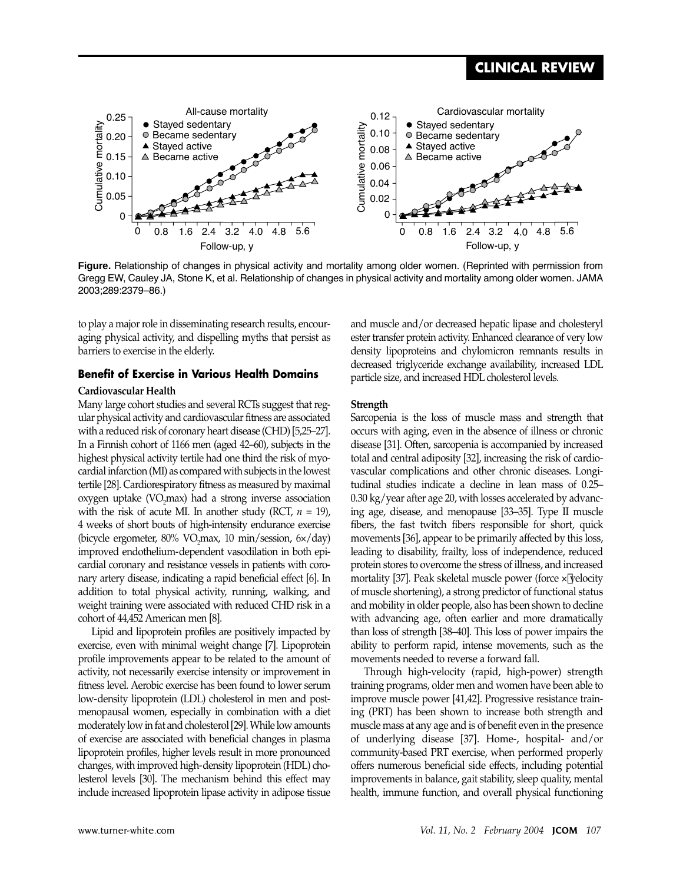**Figure.** Relationship of changes in physical activity and mortality among older women. (Reprinted with permission from Gregg EW, Cauley JA, Stone K, et al. Relationship of changes in physical activity and mortality among older women. JAMA 2003;289:2379–86.)

to play a major role in disseminating research results, encouraging physical activity, and dispelling myths that persist as barriers to exercise in the elderly.

## Benefit of Exercise in Various Health Domains

### Cardiovascular Health

Many large cohort studies and several RCTs suggest that regular physical activity and cardiovascular fitness are associated with a reduced risk of coronary heart disease (CHD) [5,25–27]. In a Finnish cohort of 1166 men (aged 42–60), subjects in the highest physical activity tertile had one third the risk of myocardial infarction (MI) as compared with subjects in the lowest tertile [28]. Cardiorespiratory fitness as measured by maximal oxygen uptake ($VO_2max$) had a strong inverse association with the risk of acute MI. In another study (RCT, $n$ = 19), 4 weeks of short bouts of high-intensity endurance exercise (bicycle ergometer, 80% $VO_2max$, 10 min/session, 6×/day) improved endothelium-dependent vasodilation in both epicardial coronary and resistance vessels in patients with coronary artery disease, indicating a rapid beneficial effect [6]. In addition to total physical activity, running, walking, and weight training were associated with reduced CHD risk in a cohort of 44,452 American men [8].

Lipid and lipoprotein profiles are positively impacted by exercise, even with minimal weight change [7]. Lipoprotein profile improvements appear to be related to the amount of activity, not necessarily exercise intensity or improvement in fitness level. Aerobic exercise has been found to lower serum low-density lipoprotein (LDL) cholesterol in men and postmenopausal women, especially in combination with a diet moderately low in fat and cholesterol [29]. While low amounts of exercise are associated with beneficial changes in plasma lipoprotein profiles, higher levels result in more pronounced changes, with improved high-density lipoprotein (HDL) cholesterol levels [30]. The mechanism behind this effect may include increased lipoprotein lipase activity in adipose tissue and muscle and/or decreased hepatic lipase and cholesteryl ester transfer protein activity. Enhanced clearance of very low density lipoproteins and chylomicron remnants results in decreased triglyceride exchange availability, increased LDL particle size, and increased HDL cholesterol levels.

### Strength

Sarcopenia is the loss of muscle mass and strength that occurs with aging, even in the absence of illness or chronic disease [31]. Often, sarcopenia is accompanied by increased total and central adiposity [32], increasing the risk of cardiovascular complications and other chronic diseases. Longitudinal studies indicate a decline in lean mass of 0.25–0.30 kg/year after age 20, with losses accelerated by advancing age, disease, and menopause [33–35]. Type II muscle fibers, the fast twitch fibers responsible for short, quick movements [36], appear to be primarily affected by this loss, leading to disability, frailty, loss of independence, reduced protein stores to overcome the stress of illness, and increased mortality [37]. Peak skeletal muscle power (force × velocity of muscle shortening), a strong predictor of functional status and mobility in older people, also has been shown to decline with advancing age, often earlier and more dramatically than loss of strength [38–40]. This loss of power impairs the ability to perform rapid, intense movements, such as the movements needed to reverse a forward fall.

Through high-velocity (rapid, high-power) strength training programs, older men and women have been able to improve muscle power [41,42]. Progressive resistance training (PRT) has been shown to increase both strength and muscle mass at any age and is of benefit even in the presence of underlying disease [37]. Home-, hospital- and/or community-based PRT exercise, when performed properly offers numerous beneficial side effects, including potential improvements in balance, gait stability, sleep quality, mental health, immune function, and overall physical functioning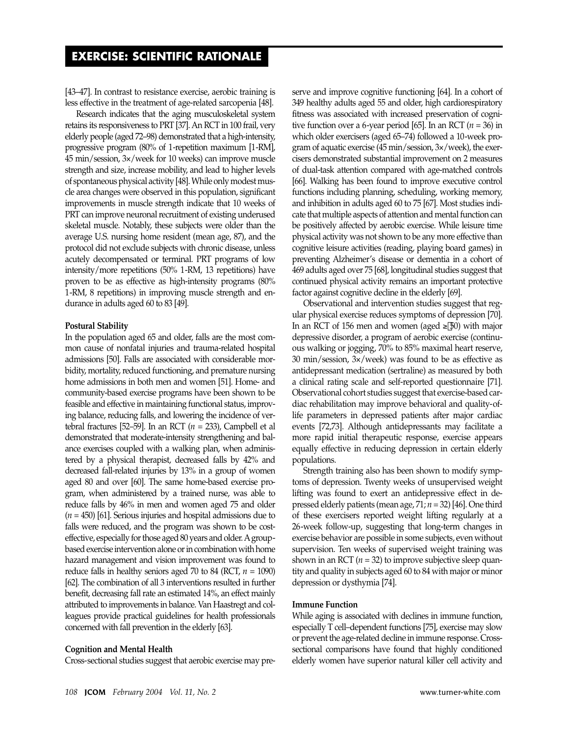[43–47]. In contrast to resistance exercise, aerobic training is less effective in the treatment of age-related sarcopenia [48].

Research indicates that the aging musculoskeletal system retains its responsiveness to PRT [37]. An RCT in 100 frail, very elderly people (aged 72–98) demonstrated that a high-intensity, progressive program (80% of 1-repetition maximum [1-RM], 45 min/session, 3×/week for 10 weeks) can improve muscle strength and size, increase mobility, and lead to higher levels of spontaneous physical activity [48]. While only modest muscle area changes were observed in this population, significant improvements in muscle strength indicate that 10 weeks of PRT can improve neuronal recruitment of existing underused skeletal muscle. Notably, these subjects were older than the average U.S. nursing home resident (mean age, 87), and the protocol did not exclude subjects with chronic disease, unless acutely decompensated or terminal. PRT programs of low intensity/more repetitions (50% 1-RM, 13 repetitions) have proven to be as effective as high-intensity programs (80% 1-RM, 8 repetitions) in improving muscle strength and endurance in adults aged 60 to 83 [49].

**Postural Stability**

In the population aged 65 and older, falls are the most common cause of nonfatal injuries and trauma-related hospital admissions [50]. Falls are associated with considerable morbidity, mortality, reduced functioning, and premature nursing home admissions in both men and women [51]. Home- and community-based exercise programs have been shown to be feasible and effective in maintaining functional status, improving balance, reducing falls, and lowering the incidence of vertebral fractures [52–59]. In an RCT ($n$ = 233), Campbell et al demonstrated that moderate-intensity strengthening and balance exercises coupled with a walking plan, when administered by a physical therapist, decreased falls by 42% and decreased fall-related injuries by 13% in a group of women aged 80 and over [60]. The same home-based exercise program, when administered by a trained nurse, was able to reduce falls by 46% in men and women aged 75 and older ($n$ = 450) [61]. Serious injuries and hospital admissions due to falls were reduced, and the program was shown to be cost-effective, especially for those aged 80 years and older. A group-based exercise intervention alone or in combination with home hazard management and vision improvement was found to reduce falls in healthy seniors aged 70 to 84 (RCT, $n$ = 1090) [62]. The combination of all 3 interventions resulted in further benefit, decreasing fall rate an estimated 14%, an effect mainly attributed to improvements in balance. Van Haastregt and colleagues provide practical guidelines for health professionals concerned with fall prevention in the elderly [63].

**Cognition and Mental Health**

Cross-sectional studies suggest that aerobic exercise may preserve and improve cognitive functioning [64]. In a cohort of 349 healthy adults aged 55 and older, high cardiorespiratory fitness was associated with increased preservation of cognitive function over a 6-year period [65]. In an RCT ($n$ = 36) in which older exercisers (aged 65–74) followed a 10-week program of aquatic exercise (45 min/session, 3×/week), the exercisers demonstrated substantial improvement on 2 measures of dual-task attention compared with age-matched controls [66]. Walking has been found to improve executive control functions including planning, scheduling, working memory, and inhibition in adults aged 60 to 75 [67]. Most studies indicate that multiple aspects of attention and mental function can be positively affected by aerobic exercise. While leisure time physical activity was not shown to be any more effective than cognitive leisure activities (reading, playing board games) in preventing Alzheimer's disease or dementia in a cohort of 469 adults aged over 75 [68], longitudinal studies suggest that continued physical activity remains an important protective factor against cognitive decline in the elderly [69].

Observational and intervention studies suggest that regular physical exercise reduces symptoms of depression [70]. In an RCT of 156 men and women (aged ≥ 50) with major depressive disorder, a program of aerobic exercise (continuous walking or jogging, 70% to 85% maximal heart reserve, 30 min/session, 3×/week) was found to be as effective as antidepressant medication (sertraline) as measured by both a clinical rating scale and self-reported questionnaire [71]. Observational cohort studies suggest that exercise-based cardiac rehabilitation may improve behavioral and quality-of-life parameters in depressed patients after major cardiac events [72,73]. Although antidepressants may facilitate a more rapid initial therapeutic response, exercise appears equally effective in reducing depression in certain elderly populations.

Strength training also has been shown to modify symptoms of depression. Twenty weeks of unsupervised weight lifting was found to exert an antidepressive effect in depressed elderly patients (mean age, 71; $n$ = 32) [46]. One third of these exercisers reported weight lifting regularly at a 26-week follow-up, suggesting that long-term changes in exercise behavior are possible in some subjects, even without supervision. Ten weeks of supervised weight training was shown in an RCT ($n$ = 32) to improve subjective sleep quantity and quality in subjects aged 60 to 84 with major or minor depression or dysthymia [74].

**Immune Function**

While aging is associated with declines in immune function, especially T cell–dependent functions [75], exercise may slow or prevent the age-related decline in immune response. Cross-sectional comparisons have found that highly conditioned elderly women have superior natural killer cell activity and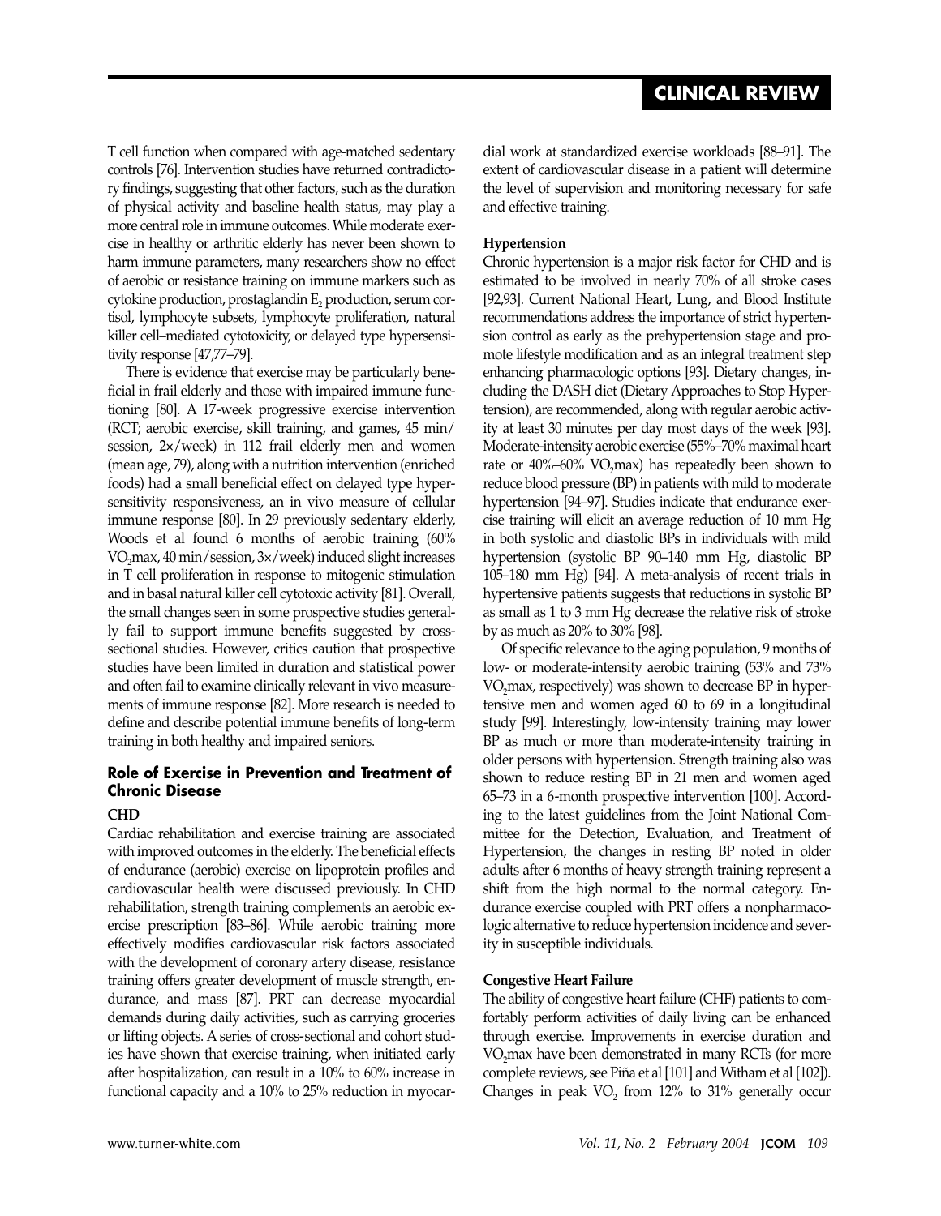T cell function when compared with age-matched sedentary controls [76]. Intervention studies have returned contradictory findings, suggesting that other factors, such as the duration of physical activity and baseline health status, may play a more central role in immune outcomes. While moderate exercise in healthy or arthritic elderly has never been shown to harm immune parameters, many researchers show no effect of aerobic or resistance training on immune markers such as cytokine production, prostaglandin $E_2$ production, serum cortisol, lymphocyte subsets, lymphocyte proliferation, natural killer cell–mediated cytotoxicity, or delayed type hypersensitivity response [47,77–79].

There is evidence that exercise may be particularly beneficial in frail elderly and those with impaired immune functioning [80]. A 17-week progressive exercise intervention (RCT; aerobic exercise, skill training, and games, 45 min/session, 2×/week) in 112 frail elderly men and women (mean age, 79), along with a nutrition intervention (enriched foods) had a small beneficial effect on delayed type hypersensitivity responsiveness, an in vivo measure of cellular immune response [80]. In 29 previously sedentary elderly, Woods et al found 6 months of aerobic training (60% $VO_2$max, 40 min/session, 3×/week) induced slight increases in T cell proliferation in response to mitogenic stimulation and in basal natural killer cell cytotoxic activity [81]. Overall, the small changes seen in some prospective studies generally fail to support immune benefits suggested by cross-sectional studies. However, critics caution that prospective studies have been limited in duration and statistical power and often fail to examine clinically relevant in vivo measurements of immune response [82]. More research is needed to define and describe potential immune benefits of long-term training in both healthy and impaired seniors.

## Role of Exercise in Prevention and Treatment of Chronic Disease

### CHD

Cardiac rehabilitation and exercise training are associated with improved outcomes in the elderly. The beneficial effects of endurance (aerobic) exercise on lipoprotein profiles and cardiovascular health were discussed previously. In CHD rehabilitation, strength training complements an aerobic exercise prescription [83–86]. While aerobic training more effectively modifies cardiovascular risk factors associated with the development of coronary artery disease, resistance training offers greater development of muscle strength, endurance, and mass [87]. PRT can decrease myocardial demands during daily activities, such as carrying groceries or lifting objects. A series of cross-sectional and cohort studies have shown that exercise training, when initiated early after hospitalization, can result in a 10% to 60% increase in functional capacity and a 10% to 25% reduction in myocardial work at standardized exercise workloads [88–91]. The extent of cardiovascular disease in a patient will determine the level of supervision and monitoring necessary for safe and effective training.

### Hypertension

Chronic hypertension is a major risk factor for CHD and is estimated to be involved in nearly 70% of all stroke cases [92,93]. Current National Heart, Lung, and Blood Institute recommendations address the importance of strict hypertension control as early as the prehypertension stage and promote lifestyle modification and as an integral treatment step enhancing pharmacologic options [93]. Dietary changes, including the DASH diet (Dietary Approaches to Stop Hypertension), are recommended, along with regular aerobic activity at least 30 minutes per day most days of the week [93]. Moderate-intensity aerobic exercise (55%–70% maximal heart rate or 40%–60% $VO_2$max) has repeatedly been shown to reduce blood pressure (BP) in patients with mild to moderate hypertension [94–97]. Studies indicate that endurance exercise training will elicit an average reduction of 10 mm Hg in both systolic and diastolic BPs in individuals with mild hypertension (systolic BP 90–140 mm Hg, diastolic BP 105–180 mm Hg) [94]. A meta-analysis of recent trials in hypertensive patients suggests that reductions in systolic BP as small as 1 to 3 mm Hg decrease the relative risk of stroke by as much as 20% to 30% [98].

Of specific relevance to the aging population, 9 months of low- or moderate-intensity aerobic training (53% and 73% $VO_2$max, respectively) was shown to decrease BP in hypertensive men and women aged 60 to 69 in a longitudinal study [99]. Interestingly, low-intensity training may lower BP as much or more than moderate-intensity training in older persons with hypertension. Strength training also was shown to reduce resting BP in 21 men and women aged 65–73 in a 6-month prospective intervention [100]. According to the latest guidelines from the Joint National Committee for the Detection, Evaluation, and Treatment of Hypertension, the changes in resting BP noted in older adults after 6 months of heavy strength training represent a shift from the high normal to the normal category. Endurance exercise coupled with PRT offers a nonpharmacologic alternative to reduce hypertension incidence and severity in susceptible individuals.

### Congestive Heart Failure

The ability of congestive heart failure (CHF) patients to comfortably perform activities of daily living can be enhanced through exercise. Improvements in exercise duration and $VO_2$max have been demonstrated in many RCTs (for more complete reviews, see Piña et al [101] and Witham et al [102]). Changes in peak $VO_2$ from 12% to 31% generally occur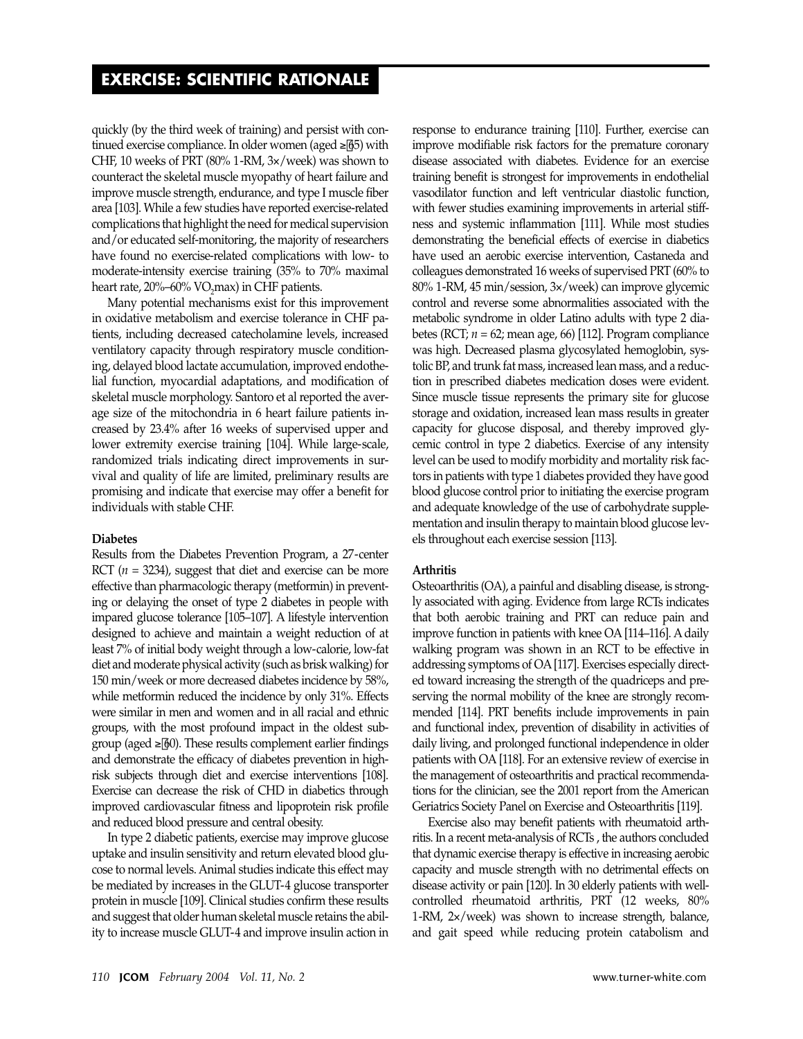quickly (by the third week of training) and persist with continued exercise compliance. In older women (aged ≥ 65) with CHF, 10 weeks of PRT (80% 1-RM, 3×/week) was shown to counteract the skeletal muscle myopathy of heart failure and improve muscle strength, endurance, and type I muscle fiber area [103]. While a few studies have reported exercise-related complications that highlight the need for medical supervision and/or educated self-monitoring, the majority of researchers have found no exercise-related complications with low- to moderate-intensity exercise training (35% to 70% maximal heart rate, 20%–60% $VO_2$max) in CHF patients.

Many potential mechanisms exist for this improvement in oxidative metabolism and exercise tolerance in CHF patients, including decreased catecholamine levels, increased ventilatory capacity through respiratory muscle conditioning, delayed blood lactate accumulation, improved endothelial function, myocardial adaptations, and modification of skeletal muscle morphology. Santoro et al reported the average size of the mitochondria in 6 heart failure patients increased by 23.4% after 16 weeks of supervised upper and lower extremity exercise training [104]. While large-scale, randomized trials indicating direct improvements in survival and quality of life are limited, preliminary results are promising and indicate that exercise may offer a benefit for individuals with stable CHF.

**Diabetes**

Results from the Diabetes Prevention Program, a 27-center RCT ($n$ = 3234), suggest that diet and exercise can be more effective than pharmacologic therapy (metformin) in preventing or delaying the onset of type 2 diabetes in people with impared glucose tolerance [105–107]. A lifestyle intervention designed to achieve and maintain a weight reduction of at least 7% of initial body weight through a low-calorie, low-fat diet and moderate physical activity (such as brisk walking) for 150 min/week or more decreased diabetes incidence by 58%, while metformin reduced the incidence by only 31%. Effects were similar in men and women and in all racial and ethnic groups, with the most profound impact in the oldest subgroup (aged ≥ 60). These results complement earlier findings and demonstrate the efficacy of diabetes prevention in high-risk subjects through diet and exercise interventions [108]. Exercise can decrease the risk of CHD in diabetics through improved cardiovascular fitness and lipoprotein risk profile and reduced blood pressure and central obesity.

In type 2 diabetic patients, exercise may improve glucose uptake and insulin sensitivity and return elevated blood glucose to normal levels. Animal studies indicate this effect may be mediated by increases in the GLUT-4 glucose transporter protein in muscle [109]. Clinical studies confirm these results and suggest that older human skeletal muscle retains the ability to increase muscle GLUT-4 and improve insulin action in response to endurance training [110]. Further, exercise can improve modifiable risk factors for the premature coronary disease associated with diabetes. Evidence for an exercise training benefit is strongest for improvements in endothelial vasodilator function and left ventricular diastolic function, with fewer studies examining improvements in arterial stiffness and systemic inflammation [111]. While most studies demonstrating the beneficial effects of exercise in diabetics have used an aerobic exercise intervention, Castaneda and colleagues demonstrated 16 weeks of supervised PRT (60% to 80% 1-RM, 45 min/session, 3×/week) can improve glycemic control and reverse some abnormalities associated with the metabolic syndrome in older Latino adults with type 2 diabetes (RCT; $n$ = 62; mean age, 66) [112]. Program compliance was high. Decreased plasma glycosylated hemoglobin, systolic BP, and trunk fat mass, increased lean mass, and a reduction in prescribed diabetes medication doses were evident. Since muscle tissue represents the primary site for glucose storage and oxidation, increased lean mass results in greater capacity for glucose disposal, and thereby improved glycemic control in type 2 diabetics. Exercise of any intensity level can be used to modify morbidity and mortality risk factors in patients with type 1 diabetes provided they have good blood glucose control prior to initiating the exercise program and adequate knowledge of the use of carbohydrate supplementation and insulin therapy to maintain blood glucose levels throughout each exercise session [113].

**Arthritis**

Osteoarthritis (OA), a painful and disabling disease, is strongly associated with aging. Evidence from large RCTs indicates that both aerobic training and PRT can reduce pain and improve function in patients with knee OA [114–116]. A daily walking program was shown in an RCT to be effective in addressing symptoms of OA [117]. Exercises especially directed toward increasing the strength of the quadriceps and preserving the normal mobility of the knee are strongly recommended [114]. PRT benefits include improvements in pain and functional index, prevention of disability in activities of daily living, and prolonged functional independence in older patients with OA [118]. For an extensive review of exercise in the management of osteoarthritis and practical recommendations for the clinician, see the 2001 report from the American Geriatrics Society Panel on Exercise and Osteoarthritis [119].

Exercise also may benefit patients with rheumatoid arthritis. In a recent meta-analysis of RCTs , the authors concluded that dynamic exercise therapy is effective in increasing aerobic capacity and muscle strength with no detrimental effects on disease activity or pain [120]. In 30 elderly patients with well-controlled rheumatoid arthritis, PRT (12 weeks, 80% 1-RM, 2×/week) was shown to increase strength, balance, and gait speed while reducing protein catabolism and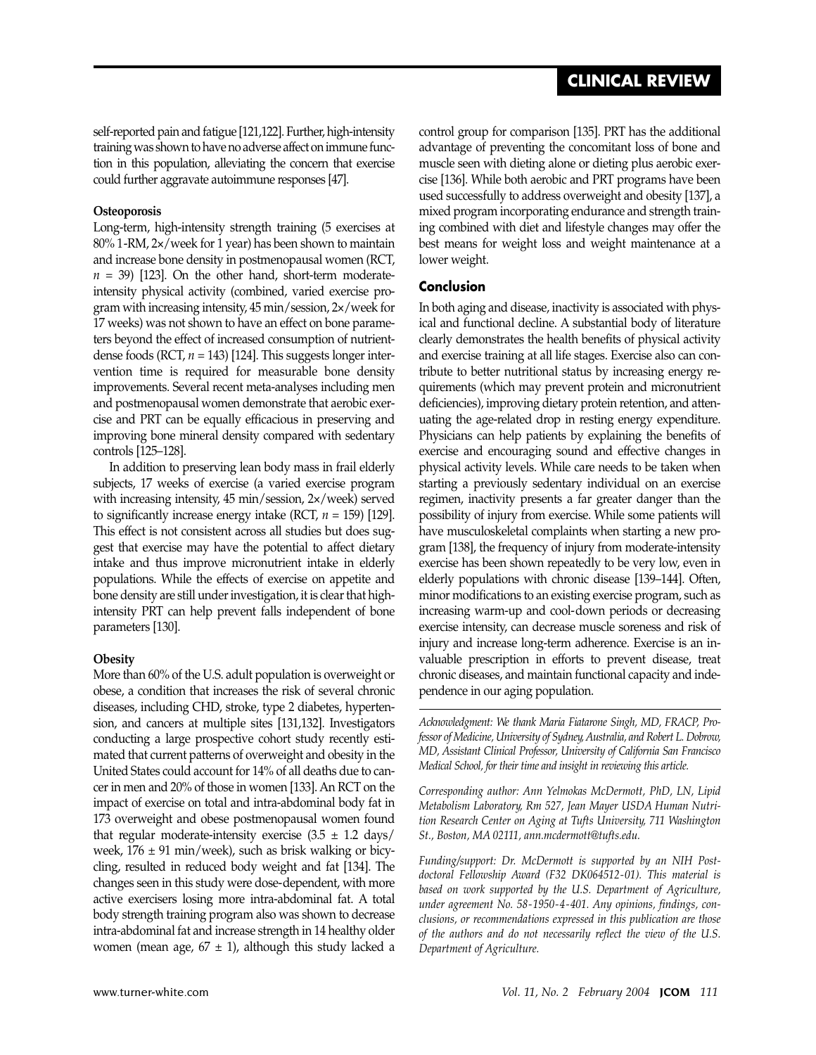self-reported pain and fatigue [121,122]. Further, high-intensity training was shown to have no adverse affect on immune function in this population, alleviating the concern that exercise could further aggravate autoimmune responses [47].

**Osteoporosis**

Long-term, high-intensity strength training (5 exercises at 80% 1-RM, 2×/week for 1 year) has been shown to maintain and increase bone density in postmenopausal women (RCT, $n$ = 39) [123]. On the other hand, short-term moderate-intensity physical activity (combined, varied exercise program with increasing intensity, 45 min/session, 2×/week for 17 weeks) was not shown to have an effect on bone parameters beyond the effect of increased consumption of nutrient-dense foods (RCT, $n$ = 143) [124]. This suggests longer intervention time is required for measurable bone density improvements. Several recent meta-analyses including men and postmenopausal women demonstrate that aerobic exercise and PRT can be equally efficacious in preserving and improving bone mineral density compared with sedentary controls [125–128].

In addition to preserving lean body mass in frail elderly subjects, 17 weeks of exercise (a varied exercise program with increasing intensity, 45 min/session, 2×/week) served to significantly increase energy intake (RCT, $n$ = 159) [129]. This effect is not consistent across all studies but does suggest that exercise may have the potential to affect dietary intake and thus improve micronutrient intake in elderly populations. While the effects of exercise on appetite and bone density are still under investigation, it is clear that high-intensity PRT can help prevent falls independent of bone parameters [130].

**Obesity**

More than 60% of the U.S. adult population is overweight or obese, a condition that increases the risk of several chronic diseases, including CHD, stroke, type 2 diabetes, hypertension, and cancers at multiple sites [131,132]. Investigators conducting a large prospective cohort study recently estimated that current patterns of overweight and obesity in the United States could account for 14% of all deaths due to cancer in men and 20% of those in women [133]. An RCT on the impact of exercise on total and intra-abdominal body fat in 173 overweight and obese postmenopausal women found that regular moderate-intensity exercise (3.5 ± 1.2 days/week, 176 ± 91 min/week), such as brisk walking or bicycling, resulted in reduced body weight and fat [134]. The changes seen in this study were dose-dependent, with more active exercisers losing more intra-abdominal fat. A total body strength training program also was shown to decrease intra-abdominal fat and increase strength in 14 healthy older women (mean age, 67 ± 1), although this study lacked a control group for comparison [135]. PRT has the additional advantage of preventing the concomitant loss of bone and muscle seen with dieting alone or dieting plus aerobic exercise [136]. While both aerobic and PRT programs have been used successfully to address overweight and obesity [137], a mixed program incorporating endurance and strength training combined with diet and lifestyle changes may offer the best means for weight loss and weight maintenance at a lower weight.

## Conclusion

In both aging and disease, inactivity is associated with physical and functional decline. A substantial body of literature clearly demonstrates the health benefits of physical activity and exercise training at all life stages. Exercise also can contribute to better nutritional status by increasing energy requirements (which may prevent protein and micronutrient deficiencies), improving dietary protein retention, and attenuating the age-related drop in resting energy expenditure. Physicians can help patients by explaining the benefits of exercise and encouraging sound and effective changes in physical activity levels. While care needs to be taken when starting a previously sedentary individual on an exercise regimen, inactivity presents a far greater danger than the possibility of injury from exercise. While some patients will have musculoskeletal complaints when starting a new program [138], the frequency of injury from moderate-intensity exercise has been shown repeatedly to be very low, even in elderly populations with chronic disease [139–144]. Often, minor modifications to an existing exercise program, such as increasing warm-up and cool-down periods or decreasing exercise intensity, can decrease muscle soreness and risk of injury and increase long-term adherence. Exercise is an invaluable prescription in efforts to prevent disease, treat chronic diseases, and maintain functional capacity and independence in our aging population.

---

*Acknowledgment: We thank Maria Fiatarone Singh, MD, FRACP, Professor of Medicine, University of Sydney, Australia, and Robert L. Dobrow, MD, Assistant Clinical Professor, University of California San Francisco Medical School, for their time and insight in reviewing this article.*

*Corresponding author: Ann Yelmokas McDermott, PhD, LN, Lipid Metabolism Laboratory, Rm 527, Jean Mayer USDA Human Nutrition Research Center on Aging at Tufts University, 711 Washington St., Boston, MA 02111, ann.mcdermott@tufts.edu.*

*Funding/support: Dr. McDermott is supported by an NIH Postdoctoral Fellowship Award (F32 DK064512-01). This material is based on work supported by the U.S. Department of Agriculture, under agreement No. 58-1950-4-401. Any opinions, findings, conclusions, or recommendations expressed in this publication are those of the authors and do not necessarily reflect the view of the U.S. Department of Agriculture.*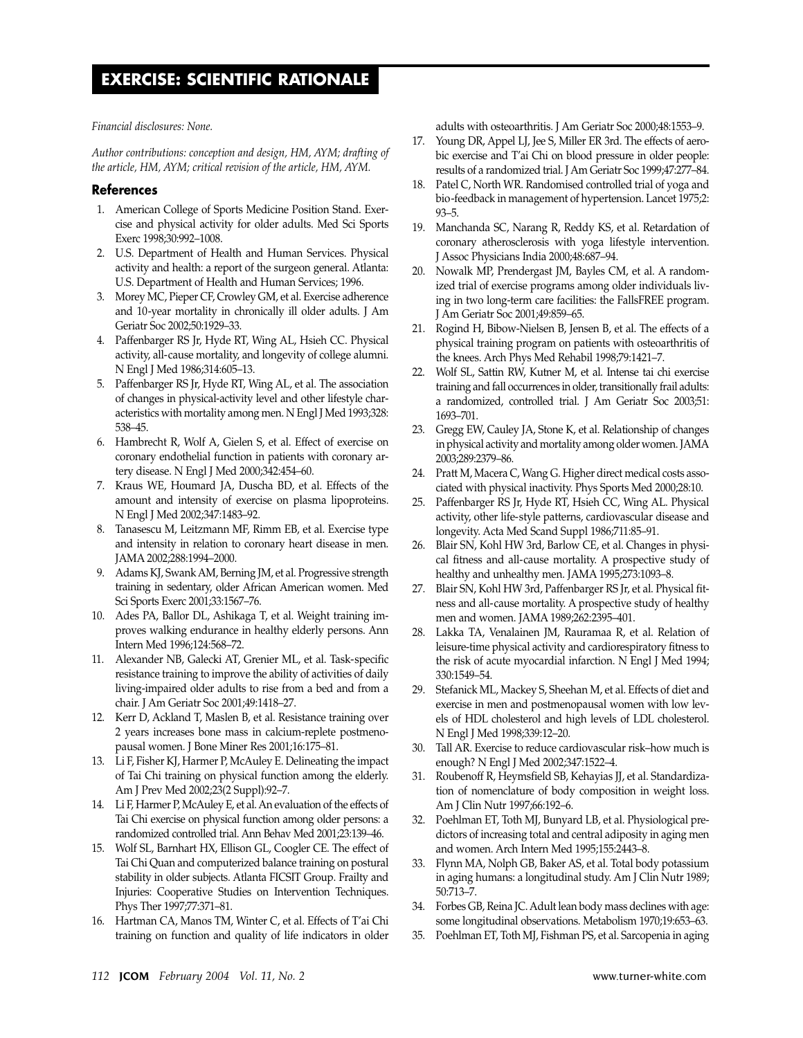*Financial disclosures: None.*

*Author contributions: conception and design, HM, AYM; drafting of the article, HM, AYM; critical revision of the article, HM, AYM.*

## References

1. American College of Sports Medicine Position Stand. Exercise and physical activity for older adults. Med Sci Sports Exerc 1998;30:992–1008.
2. U.S. Department of Health and Human Services. Physical activity and health: a report of the surgeon general. Atlanta: U.S. Department of Health and Human Services; 1996.
3. Morey MC, Pieper CF, Crowley GM, et al. Exercise adherence and 10-year mortality in chronically ill older adults. J Am Geriatr Soc 2002;50:1929–33.
4. Paffenbarger RS Jr, Hyde RT, Wing AL, Hsieh CC. Physical activity, all-cause mortality, and longevity of college alumni. N Engl J Med 1986;314:605–13.
5. Paffenbarger RS Jr, Hyde RT, Wing AL, et al. The association of changes in physical-activity level and other lifestyle characteristics with mortality among men. N Engl J Med 1993;328: 538–45.
6. Hambrecht R, Wolf A, Gielen S, et al. Effect of exercise on coronary endothelial function in patients with coronary artery disease. N Engl J Med 2000;342:454–60.
7. Kraus WE, Houmard JA, Duscha BD, et al. Effects of the amount and intensity of exercise on plasma lipoproteins. N Engl J Med 2002;347:1483–92.
8. Tanasescu M, Leitzmann MF, Rimm EB, et al. Exercise type and intensity in relation to coronary heart disease in men. JAMA 2002;288:1994–2000.
9. Adams KJ, Swank AM, Berning JM, et al. Progressive strength training in sedentary, older African American women. Med Sci Sports Exerc 2001;33:1567–76.
10. Ades PA, Ballor DL, Ashikaga T, et al. Weight training improves walking endurance in healthy elderly persons. Ann Intern Med 1996;124:568–72.
11. Alexander NB, Galecki AT, Grenier ML, et al. Task-specific resistance training to improve the ability of activities of daily living-impaired older adults to rise from a bed and from a chair. J Am Geriatr Soc 2001;49:1418–27.
12. Kerr D, Ackland T, Maslen B, et al. Resistance training over 2 years increases bone mass in calcium-replete postmenopausal women. J Bone Miner Res 2001;16:175–81.
13. Li F, Fisher KJ, Harmer P, McAuley E. Delineating the impact of Tai Chi training on physical function among the elderly. Am J Prev Med 2002;23(2 Suppl):92–7.
14. Li F, Harmer P, McAuley E, et al. An evaluation of the effects of Tai Chi exercise on physical function among older persons: a randomized controlled trial. Ann Behav Med 2001;23:139–46.
15. Wolf SL, Barnhart HX, Ellison GL, Coogler CE. The effect of Tai Chi Quan and computerized balance training on postural stability in older subjects. Atlanta FICSIT Group. Frailty and Injuries: Cooperative Studies on Intervention Techniques. Phys Ther 1997;77:371–81.
16. Hartman CA, Manos TM, Winter C, et al. Effects of T'ai Chi training on function and quality of life indicators in older adults with osteoarthritis. J Am Geriatr Soc 2000;48:1553–9.
17. Young DR, Appel LJ, Jee S, Miller ER 3rd. The effects of aerobic exercise and T'ai Chi on blood pressure in older people: results of a randomized trial. J Am Geriatr Soc 1999;47:277–84.
18. Patel C, North WR. Randomised controlled trial of yoga and bio-feedback in management of hypertension. Lancet 1975;2: 93–5.
19. Manchanda SC, Narang R, Reddy KS, et al. Retardation of coronary atherosclerosis with yoga lifestyle intervention. J Assoc Physicians India 2000;48:687–94.
20. Nowalk MP, Prendergast JM, Bayles CM, et al. A randomized trial of exercise programs among older individuals living in two long-term care facilities: the FallsFREE program. J Am Geriatr Soc 2001;49:859–65.
21. Rogind H, Bibow-Nielsen B, Jensen B, et al. The effects of a physical training program on patients with osteoarthritis of the knees. Arch Phys Med Rehabil 1998;79:1421–7.
22. Wolf SL, Sattin RW, Kutner M, et al. Intense tai chi exercise training and fall occurrences in older, transitionally frail adults: a randomized, controlled trial. J Am Geriatr Soc 2003;51: 1693–701.
23. Gregg EW, Cauley JA, Stone K, et al. Relationship of changes in physical activity and mortality among older women. JAMA 2003;289:2379–86.
24. Pratt M, Macera C, Wang G. Higher direct medical costs associated with physical inactivity. Phys Sports Med 2000;28:10.
25. Paffenbarger RS Jr, Hyde RT, Hsieh CC, Wing AL. Physical activity, other life-style patterns, cardiovascular disease and longevity. Acta Med Scand Suppl 1986;711:85–91.
26. Blair SN, Kohl HW 3rd, Barlow CE, et al. Changes in physical fitness and all-cause mortality. A prospective study of healthy and unhealthy men. JAMA 1995;273:1093–8.
27. Blair SN, Kohl HW 3rd, Paffenbarger RS Jr, et al. Physical fitness and all-cause mortality. A prospective study of healthy men and women. JAMA 1989;262:2395–401.
28. Lakka TA, Venalainen JM, Rauramaa R, et al. Relation of leisure-time physical activity and cardiorespiratory fitness to the risk of acute myocardial infarction. N Engl J Med 1994; 330:1549–54.
29. Stefanick ML, Mackey S, Sheehan M, et al. Effects of diet and exercise in men and postmenopausal women with low levels of HDL cholesterol and high levels of LDL cholesterol. N Engl J Med 1998;339:12–20.
30. Tall AR. Exercise to reduce cardiovascular risk–how much is enough? N Engl J Med 2002;347:1522–4.
31. Roubenoff R, Heymsfield SB, Kehayias JJ, et al. Standardization of nomenclature of body composition in weight loss. Am J Clin Nutr 1997;66:192–6.
32. Poehlman ET, Toth MJ, Bunyard LB, et al. Physiological predictors of increasing total and central adiposity in aging men and women. Arch Intern Med 1995;155:2443–8.
33. Flynn MA, Nolph GB, Baker AS, et al. Total body potassium in aging humans: a longitudinal study. Am J Clin Nutr 1989; 50:713–7.
34. Forbes GB, Reina JC. Adult lean body mass declines with age: some longitudinal observations. Metabolism 1970;19:653–63.
35. Poehlman ET, Toth MJ, Fishman PS, et al. Sarcopenia in aging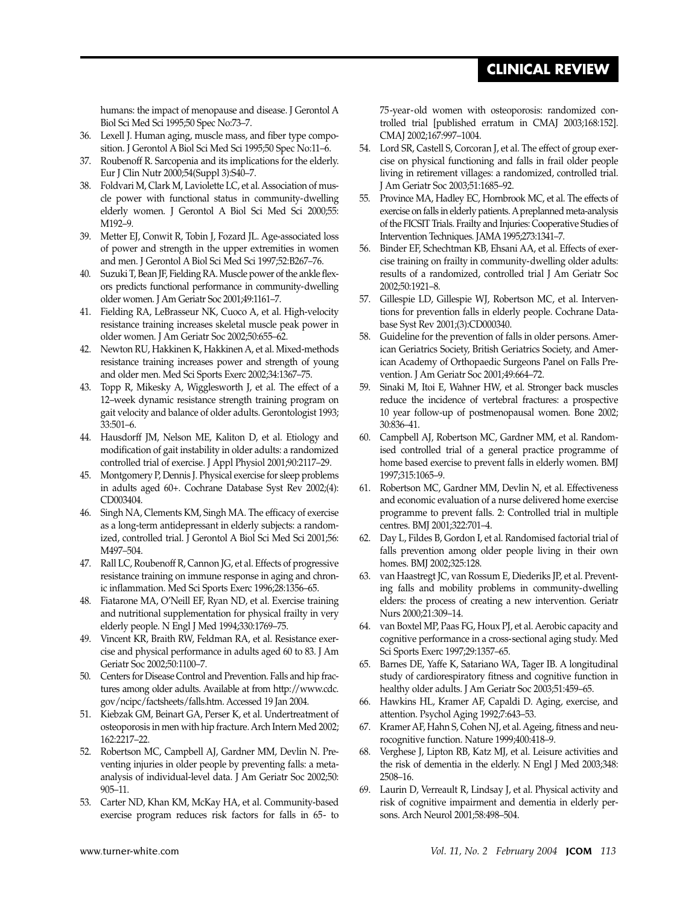humans: the impact of menopause and disease. J Gerontol A Biol Sci Med Sci 1995;50 Spec No:73–7.

36. Lexell J. Human aging, muscle mass, and fiber type composition. J Gerontol A Biol Sci Med Sci 1995;50 Spec No:11–6.
37. Roubenoff R. Sarcopenia and its implications for the elderly. Eur J Clin Nutr 2000;54(Suppl 3):S40–7.
38. Foldvari M, Clark M, Laviolette LC, et al. Association of muscle power with functional status in community-dwelling elderly women. J Gerontol A Biol Sci Med Sci 2000;55: M192–9.
39. Metter EJ, Conwit R, Tobin J, Fozard JL. Age-associated loss of power and strength in the upper extremities in women and men. J Gerontol A Biol Sci Med Sci 1997;52:B267–76.
40. Suzuki T, Bean JF, Fielding RA. Muscle power of the ankle flexors predicts functional performance in community-dwelling older women. J Am Geriatr Soc 2001;49:1161–7.
41. Fielding RA, LeBrasseur NK, Cuoco A, et al. High-velocity resistance training increases skeletal muscle peak power in older women. J Am Geriatr Soc 2002;50:655–62.
42. Newton RU, Hakkinen K, Hakkinen A, et al. Mixed-methods resistance training increases power and strength of young and older men. Med Sci Sports Exerc 2002;34:1367–75.
43. Topp R, Mikesky A, Wigglesworth J, et al. The effect of a 12–week dynamic resistance strength training program on gait velocity and balance of older adults. Gerontologist 1993; 33:501–6.
44. Hausdorff JM, Nelson ME, Kaliton D, et al. Etiology and modification of gait instability in older adults: a randomized controlled trial of exercise. J Appl Physiol 2001;90:2117–29.
45. Montgomery P, Dennis J. Physical exercise for sleep problems in adults aged 60+. Cochrane Database Syst Rev 2002;(4): CD003404.
46. Singh NA, Clements KM, Singh MA. The efficacy of exercise as a long-term antidepressant in elderly subjects: a randomized, controlled trial. J Gerontol A Biol Sci Med Sci 2001;56: M497–504.
47. Rall LC, Roubenoff R, Cannon JG, et al. Effects of progressive resistance training on immune response in aging and chronic inflammation. Med Sci Sports Exerc 1996;28:1356–65.
48. Fiatarone MA, O'Neill EF, Ryan ND, et al. Exercise training and nutritional supplementation for physical frailty in very elderly people. N Engl J Med 1994;330:1769–75.
49. Vincent KR, Braith RW, Feldman RA, et al. Resistance exercise and physical performance in adults aged 60 to 83. J Am Geriatr Soc 2002;50:1100–7.
50. Centers for Disease Control and Prevention. Falls and hip fractures among older adults. Available at from http://www.cdc.gov/ncipc/factsheets/falls.htm. Accessed 19 Jan 2004.
51. Kiebzak GM, Beinart GA, Perser K, et al. Undertreatment of osteoporosis in men with hip fracture. Arch Intern Med 2002; 162:2217–22.
52. Robertson MC, Campbell AJ, Gardner MM, Devlin N. Preventing injuries in older people by preventing falls: a meta-analysis of individual-level data. J Am Geriatr Soc 2002;50: 905–11.
53. Carter ND, Khan KM, McKay HA, et al. Community-based exercise program reduces risk factors for falls in 65- to 75-year-old women with osteoporosis: randomized controlled trial [published erratum in CMAJ 2003;168:152]. CMAJ 2002;167:997–1004.
54. Lord SR, Castell S, Corcoran J, et al. The effect of group exercise on physical functioning and falls in frail older people living in retirement villages: a randomized, controlled trial. J Am Geriatr Soc 2003;51:1685–92.
55. Province MA, Hadley EC, Hornbrook MC, et al. The effects of exercise on falls in elderly patients. A preplanned meta-analysis of the FICSIT Trials. Frailty and Injuries: Cooperative Studies of Intervention Techniques. JAMA 1995;273:1341–7.
56. Binder EF, Schechtman KB, Ehsani AA, et al. Effects of exercise training on frailty in community-dwelling older adults: results of a randomized, controlled trial J Am Geriatr Soc 2002;50:1921–8.
57. Gillespie LD, Gillespie WJ, Robertson MC, et al. Interventions for prevention falls in elderly people. Cochrane Database Syst Rev 2001;(3):CD000340.
58. Guideline for the prevention of falls in older persons. American Geriatrics Society, British Geriatrics Society, and American Academy of Orthopaedic Surgeons Panel on Falls Prevention. J Am Geriatr Soc 2001;49:664–72.
59. Sinaki M, Itoi E, Wahner HW, et al. Stronger back muscles reduce the incidence of vertebral fractures: a prospective 10 year follow-up of postmenopausal women. Bone 2002; 30:836–41.
60. Campbell AJ, Robertson MC, Gardner MM, et al. Randomised controlled trial of a general practice programme of home based exercise to prevent falls in elderly women. BMJ 1997;315:1065–9.
61. Robertson MC, Gardner MM, Devlin N, et al. Effectiveness and economic evaluation of a nurse delivered home exercise programme to prevent falls. 2: Controlled trial in multiple centres. BMJ 2001;322:701–4.
62. Day L, Fildes B, Gordon I, et al. Randomised factorial trial of falls prevention among older people living in their own homes. BMJ 2002;325:128.
63. van Haastregt JC, van Rossum E, Diederiks JP, et al. Preventing falls and mobility problems in community-dwelling elders: the process of creating a new intervention. Geriatr Nurs 2000;21:309–14.
64. van Boxtel MP, Paas FG, Houx PJ, et al. Aerobic capacity and cognitive performance in a cross-sectional aging study. Med Sci Sports Exerc 1997;29:1357–65.
65. Barnes DE, Yaffe K, Satariano WA, Tager IB. A longitudinal study of cardiorespiratory fitness and cognitive function in healthy older adults. J Am Geriatr Soc 2003;51:459–65.
66. Hawkins HL, Kramer AF, Capaldi D. Aging, exercise, and attention. Psychol Aging 1992;7:643–53.
67. Kramer AF, Hahn S, Cohen NJ, et al. Ageing, fitness and neurocognitive function. Nature 1999;400:418–9.
68. Verghese J, Lipton RB, Katz MJ, et al. Leisure activities and the risk of dementia in the elderly. N Engl J Med 2003;348: 2508–16.
69. Laurin D, Verreault R, Lindsay J, et al. Physical activity and risk of cognitive impairment and dementia in elderly persons. Arch Neurol 2001;58:498–504.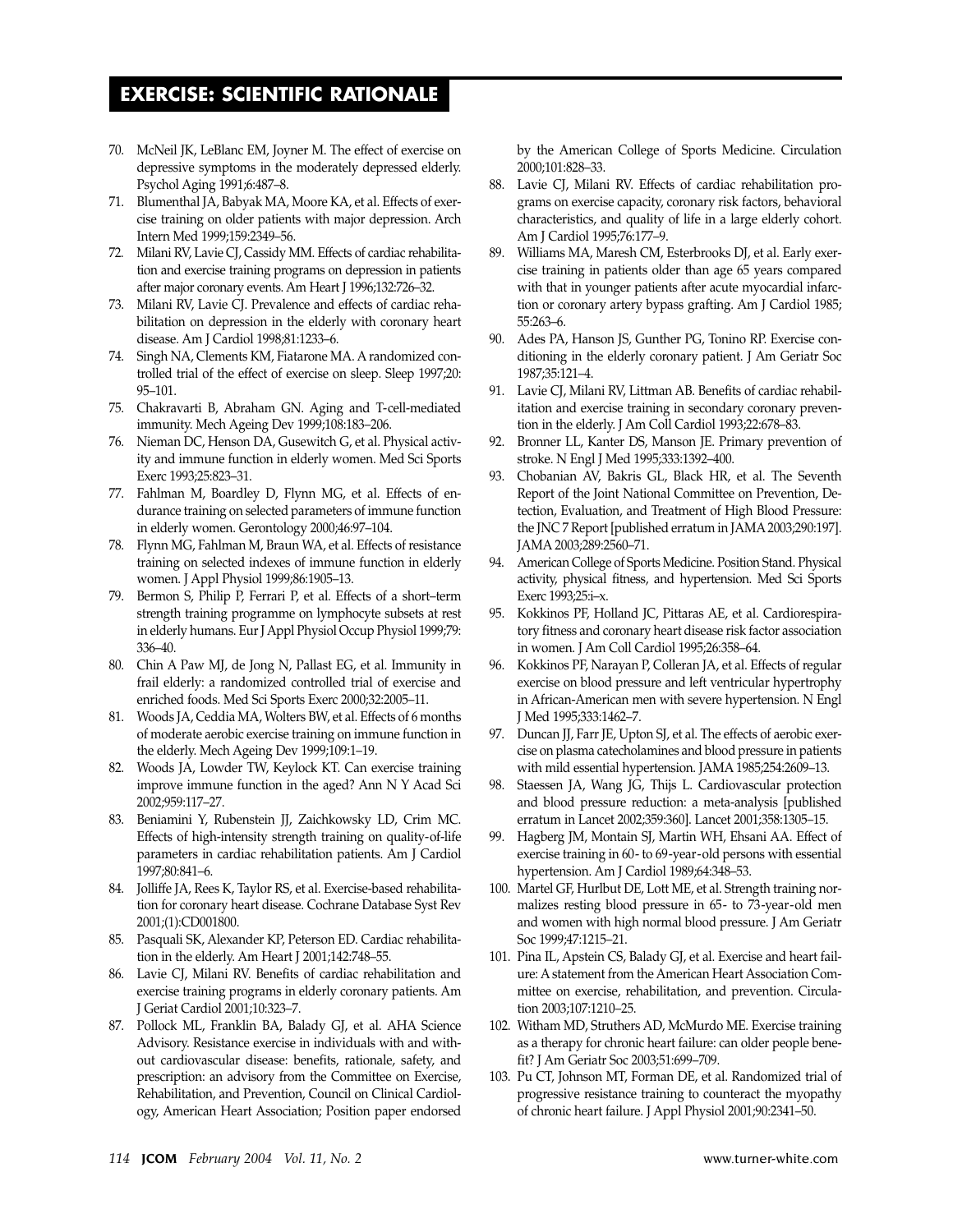70. McNeil JK, LeBlanc EM, Joyner M. The effect of exercise on depressive symptoms in the moderately depressed elderly. Psychol Aging 1991;6:487–8.
71. Blumenthal JA, Babyak MA, Moore KA, et al. Effects of exercise training on older patients with major depression. Arch Intern Med 1999;159:2349–56.
72. Milani RV, Lavie CJ, Cassidy MM. Effects of cardiac rehabilitation and exercise training programs on depression in patients after major coronary events. Am Heart J 1996;132:726–32.
73. Milani RV, Lavie CJ. Prevalence and effects of cardiac rehabilitation on depression in the elderly with coronary heart disease. Am J Cardiol 1998;81:1233–6.
74. Singh NA, Clements KM, Fiatarone MA. A randomized controlled trial of the effect of exercise on sleep. Sleep 1997;20: 95–101.
75. Chakravarti B, Abraham GN. Aging and T-cell-mediated immunity. Mech Ageing Dev 1999;108:183–206.
76. Nieman DC, Henson DA, Gusewitch G, et al. Physical activity and immune function in elderly women. Med Sci Sports Exerc 1993;25:823–31.
77. Fahlman M, Boardley D, Flynn MG, et al. Effects of endurance training on selected parameters of immune function in elderly women. Gerontology 2000;46:97–104.
78. Flynn MG, Fahlman M, Braun WA, et al. Effects of resistance training on selected indexes of immune function in elderly women. J Appl Physiol 1999;86:1905–13.
79. Bermon S, Philip P, Ferrari P, et al. Effects of a short–term strength training programme on lymphocyte subsets at rest in elderly humans. Eur J Appl Physiol Occup Physiol 1999;79: 336–40.
80. Chin A Paw MJ, de Jong N, Pallast EG, et al. Immunity in frail elderly: a randomized controlled trial of exercise and enriched foods. Med Sci Sports Exerc 2000;32:2005–11.
81. Woods JA, Ceddia MA, Wolters BW, et al. Effects of 6 months of moderate aerobic exercise training on immune function in the elderly. Mech Ageing Dev 1999;109:1–19.
82. Woods JA, Lowder TW, Keylock KT. Can exercise training improve immune function in the aged? Ann N Y Acad Sci 2002;959:117–27.
83. Beniamini Y, Rubenstein JJ, Zaichkowsky LD, Crim MC. Effects of high-intensity strength training on quality-of-life parameters in cardiac rehabilitation patients. Am J Cardiol 1997;80:841–6.
84. Jolliffe JA, Rees K, Taylor RS, et al. Exercise-based rehabilitation for coronary heart disease. Cochrane Database Syst Rev 2001;(1):CD001800.
85. Pasquali SK, Alexander KP, Peterson ED. Cardiac rehabilitation in the elderly. Am Heart J 2001;142:748–55.
86. Lavie CJ, Milani RV. Benefits of cardiac rehabilitation and exercise training programs in elderly coronary patients. Am J Geriat Cardiol 2001;10:323–7.
87. Pollock ML, Franklin BA, Balady GJ, et al. AHA Science Advisory. Resistance exercise in individuals with and without cardiovascular disease: benefits, rationale, safety, and prescription: an advisory from the Committee on Exercise, Rehabilitation, and Prevention, Council on Clinical Cardiology, American Heart Association; Position paper endorsed by the American College of Sports Medicine. Circulation 2000;101:828–33.
88. Lavie CJ, Milani RV. Effects of cardiac rehabilitation programs on exercise capacity, coronary risk factors, behavioral characteristics, and quality of life in a large elderly cohort. Am J Cardiol 1995;76:177–9.
89. Williams MA, Maresh CM, Esterbrooks DJ, et al. Early exercise training in patients older than age 65 years compared with that in younger patients after acute myocardial infarction or coronary artery bypass grafting. Am J Cardiol 1985; 55:263–6.
90. Ades PA, Hanson JS, Gunther PG, Tonino RP. Exercise conditioning in the elderly coronary patient. J Am Geriatr Soc 1987;35:121–4.
91. Lavie CJ, Milani RV, Littman AB. Benefits of cardiac rehabilitation and exercise training in secondary coronary prevention in the elderly. J Am Coll Cardiol 1993;22:678–83.
92. Bronner LL, Kanter DS, Manson JE. Primary prevention of stroke. N Engl J Med 1995;333:1392–400.
93. Chobanian AV, Bakris GL, Black HR, et al. The Seventh Report of the Joint National Committee on Prevention, Detection, Evaluation, and Treatment of High Blood Pressure: the JNC 7 Report [published erratum in JAMA 2003;290:197]. JAMA 2003;289:2560–71.
94. American College of Sports Medicine. Position Stand. Physical activity, physical fitness, and hypertension. Med Sci Sports Exerc 1993;25:i–x.
95. Kokkinos PF, Holland JC, Pittaras AE, et al. Cardiorespiratory fitness and coronary heart disease risk factor association in women. J Am Coll Cardiol 1995;26:358–64.
96. Kokkinos PF, Narayan P, Colleran JA, et al. Effects of regular exercise on blood pressure and left ventricular hypertrophy in African-American men with severe hypertension. N Engl J Med 1995;333:1462–7.
97. Duncan JJ, Farr JE, Upton SJ, et al. The effects of aerobic exercise on plasma catecholamines and blood pressure in patients with mild essential hypertension. JAMA 1985;254:2609–13.
98. Staessen JA, Wang JG, Thijs L. Cardiovascular protection and blood pressure reduction: a meta-analysis [published erratum in Lancet 2002;359:360]. Lancet 2001;358:1305–15.
99. Hagberg JM, Montain SJ, Martin WH, Ehsani AA. Effect of exercise training in 60- to 69-year-old persons with essential hypertension. Am J Cardiol 1989;64:348–53.
100. Martel GF, Hurlbut DE, Lott ME, et al. Strength training normalizes resting blood pressure in 65- to 73-year-old men and women with high normal blood pressure. J Am Geriatr Soc 1999;47:1215–21.
101. Pina IL, Apstein CS, Balady GJ, et al. Exercise and heart failure: A statement from the American Heart Association Committee on exercise, rehabilitation, and prevention. Circulation 2003;107:1210–25.
102. Witham MD, Struthers AD, McMurdo ME. Exercise training as a therapy for chronic heart failure: can older people benefit? J Am Geriatr Soc 2003;51:699–709.
103. Pu CT, Johnson MT, Forman DE, et al. Randomized trial of progressive resistance training to counteract the myopathy of chronic heart failure. J Appl Physiol 2001;90:2341–50.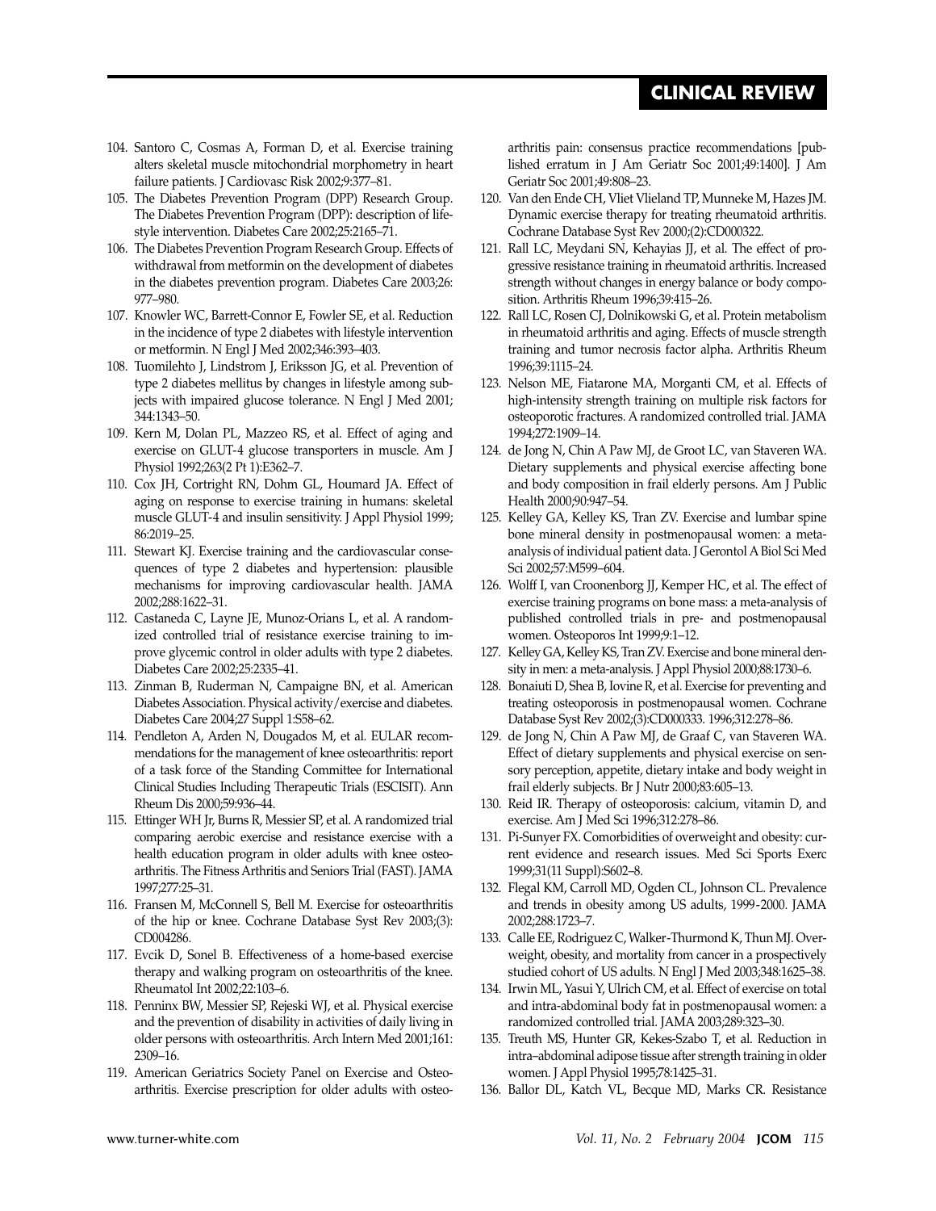104. Santoro C, Cosmas A, Forman D, et al. Exercise training alters skeletal muscle mitochondrial morphometry in heart failure patients. J Cardiovasc Risk 2002;9:377–81.
105. The Diabetes Prevention Program (DPP) Research Group. The Diabetes Prevention Program (DPP): description of lifestyle intervention. Diabetes Care 2002;25:2165–71.
106. The Diabetes Prevention Program Research Group. Effects of withdrawal from metformin on the development of diabetes in the diabetes prevention program. Diabetes Care 2003;26: 977–980.
107. Knowler WC, Barrett-Connor E, Fowler SE, et al. Reduction in the incidence of type 2 diabetes with lifestyle intervention or metformin. N Engl J Med 2002;346:393–403.
108. Tuomilehto J, Lindstrom J, Eriksson JG, et al. Prevention of type 2 diabetes mellitus by changes in lifestyle among subjects with impaired glucose tolerance. N Engl J Med 2001; 344:1343–50.
109. Kern M, Dolan PL, Mazzeo RS, et al. Effect of aging and exercise on GLUT-4 glucose transporters in muscle. Am J Physiol 1992;263(2 Pt 1):E362–7.
110. Cox JH, Cortright RN, Dohm GL, Houmard JA. Effect of aging on response to exercise training in humans: skeletal muscle GLUT-4 and insulin sensitivity. J Appl Physiol 1999; 86:2019–25.
111. Stewart KJ. Exercise training and the cardiovascular consequences of type 2 diabetes and hypertension: plausible mechanisms for improving cardiovascular health. JAMA 2002;288:1622–31.
112. Castaneda C, Layne JE, Munoz-Orians L, et al. A randomized controlled trial of resistance exercise training to improve glycemic control in older adults with type 2 diabetes. Diabetes Care 2002;25:2335–41.
113. Zinman B, Ruderman N, Campaigne BN, et al. American Diabetes Association. Physical activity/exercise and diabetes. Diabetes Care 2004;27 Suppl 1:S58–62.
114. Pendleton A, Arden N, Dougados M, et al. EULAR recommendations for the management of knee osteoarthritis: report of a task force of the Standing Committee for International Clinical Studies Including Therapeutic Trials (ESCISIT). Ann Rheum Dis 2000;59:936–44.
115. Ettinger WH Jr, Burns R, Messier SP, et al. A randomized trial comparing aerobic exercise and resistance exercise with a health education program in older adults with knee osteoarthritis. The Fitness Arthritis and Seniors Trial (FAST). JAMA 1997;277:25–31.
116. Fransen M, McConnell S, Bell M. Exercise for osteoarthritis of the hip or knee. Cochrane Database Syst Rev 2003;(3): CD004286.
117. Evcik D, Sonel B. Effectiveness of a home-based exercise therapy and walking program on osteoarthritis of the knee. Rheumatol Int 2002;22:103–6.
118. Penninx BW, Messier SP, Rejeski WJ, et al. Physical exercise and the prevention of disability in activities of daily living in older persons with osteoarthritis. Arch Intern Med 2001;161: 2309–16.
119. American Geriatrics Society Panel on Exercise and Osteoarthritis. Exercise prescription for older adults with osteoarthritis pain: consensus practice recommendations [published erratum in J Am Geriatr Soc 2001;49:1400]. J Am Geriatr Soc 2001;49:808–23.
120. Van den Ende CH, Vliet Vlieland TP, Munneke M, Hazes JM. Dynamic exercise therapy for treating rheumatoid arthritis. Cochrane Database Syst Rev 2000;(2):CD000322.
121. Rall LC, Meydani SN, Kehayias JJ, et al. The effect of progressive resistance training in rheumatoid arthritis. Increased strength without changes in energy balance or body composition. Arthritis Rheum 1996;39:415–26.
122. Rall LC, Rosen CJ, Dolnikowski G, et al. Protein metabolism in rheumatoid arthritis and aging. Effects of muscle strength training and tumor necrosis factor alpha. Arthritis Rheum 1996;39:1115–24.
123. Nelson ME, Fiatarone MA, Morganti CM, et al. Effects of high-intensity strength training on multiple risk factors for osteoporotic fractures. A randomized controlled trial. JAMA 1994;272:1909–14.
124. de Jong N, Chin A Paw MJ, de Groot LC, van Staveren WA. Dietary supplements and physical exercise affecting bone and body composition in frail elderly persons. Am J Public Health 2000;90:947–54.
125. Kelley GA, Kelley KS, Tran ZV. Exercise and lumbar spine bone mineral density in postmenopausal women: a meta-analysis of individual patient data. J Gerontol A Biol Sci Med Sci 2002;57:M599–604.
126. Wolff I, van Croonenborg JJ, Kemper HC, et al. The effect of exercise training programs on bone mass: a meta-analysis of published controlled trials in pre- and postmenopausal women. Osteoporos Int 1999;9:1–12.
127. Kelley GA, Kelley KS, Tran ZV. Exercise and bone mineral density in men: a meta-analysis. J Appl Physiol 2000;88:1730–6.
128. Bonaiuti D, Shea B, Iovine R, et al. Exercise for preventing and treating osteoporosis in postmenopausal women. Cochrane Database Syst Rev 2002;(3):CD000333. 1996;312:278–86.
129. de Jong N, Chin A Paw MJ, de Graaf C, van Staveren WA. Effect of dietary supplements and physical exercise on sensory perception, appetite, dietary intake and body weight in frail elderly subjects. Br J Nutr 2000;83:605–13.
130. Reid IR. Therapy of osteoporosis: calcium, vitamin D, and exercise. Am J Med Sci 1996;312:278–86.
131. Pi-Sunyer FX. Comorbidities of overweight and obesity: current evidence and research issues. Med Sci Sports Exerc 1999;31(11 Suppl):S602–8.
132. Flegal KM, Carroll MD, Ogden CL, Johnson CL. Prevalence and trends in obesity among US adults, 1999-2000. JAMA 2002;288:1723–7.
133. Calle EE, Rodriguez C, Walker-Thurmond K, Thun MJ. Overweight, obesity, and mortality from cancer in a prospectively studied cohort of US adults. N Engl J Med 2003;348:1625–38.
134. Irwin ML, Yasui Y, Ulrich CM, et al. Effect of exercise on total and intra-abdominal body fat in postmenopausal women: a randomized controlled trial. JAMA 2003;289:323–30.
135. Treuth MS, Hunter GR, Kekes-Szabo T, et al. Reduction in intra–abdominal adipose tissue after strength training in older women. J Appl Physiol 1995;78:1425–31.
136. Ballor DL, Katch VL, Becque MD, Marks CR. Resistance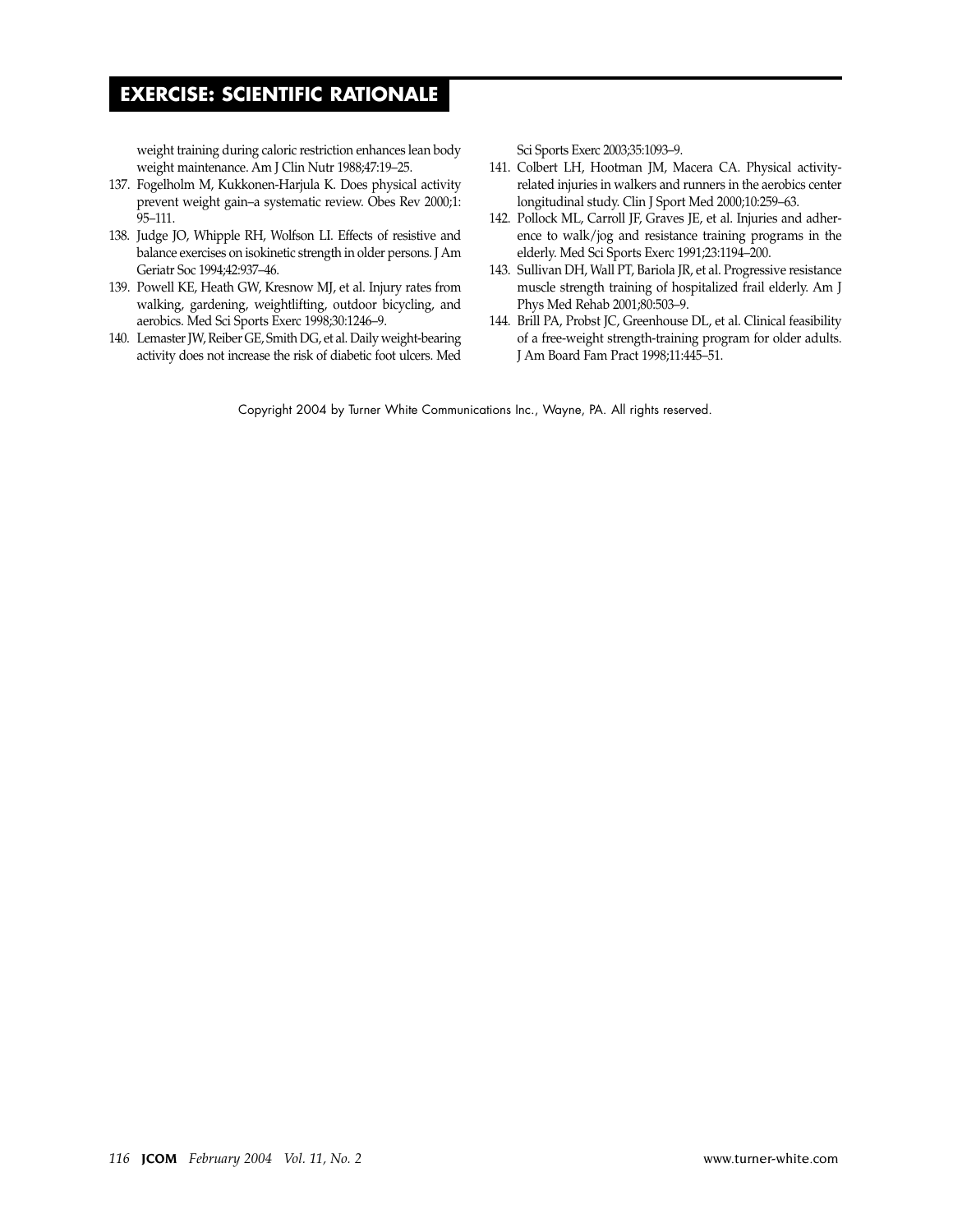weight training during caloric restriction enhances lean body weight maintenance. Am J Clin Nutr 1988;47:19–25.

137. Fogelholm M, Kukkonen-Harjula K. Does physical activity prevent weight gain–a systematic review. Obes Rev 2000;1: 95–111.
138. Judge JO, Whipple RH, Wolfson LI. Effects of resistive and balance exercises on isokinetic strength in older persons. J Am Geriatr Soc 1994;42:937–46.
139. Powell KE, Heath GW, Kresnow MJ, et al. Injury rates from walking, gardening, weightlifting, outdoor bicycling, and aerobics. Med Sci Sports Exerc 1998;30:1246–9.
140. Lemaster JW, Reiber GE, Smith DG, et al. Daily weight-bearing activity does not increase the risk of diabetic foot ulcers. Med Sci Sports Exerc 2003;35:1093–9.
141. Colbert LH, Hootman JM, Macera CA. Physical activity-related injuries in walkers and runners in the aerobics center longitudinal study. Clin J Sport Med 2000;10:259–63.
142. Pollock ML, Carroll JF, Graves JE, et al. Injuries and adherence to walk/jog and resistance training programs in the elderly. Med Sci Sports Exerc 1991;23:1194–200.
143. Sullivan DH, Wall PT, Bariola JR, et al. Progressive resistance muscle strength training of hospitalized frail elderly. Am J Phys Med Rehab 2001;80:503–9.
144. Brill PA, Probst JC, Greenhouse DL, et al. Clinical feasibility of a free-weight strength-training program for older adults. J Am Board Fam Pract 1998;11:445–51.

Copyright 2004 by Turner White Communications Inc., Wayne, PA. All rights reserved.